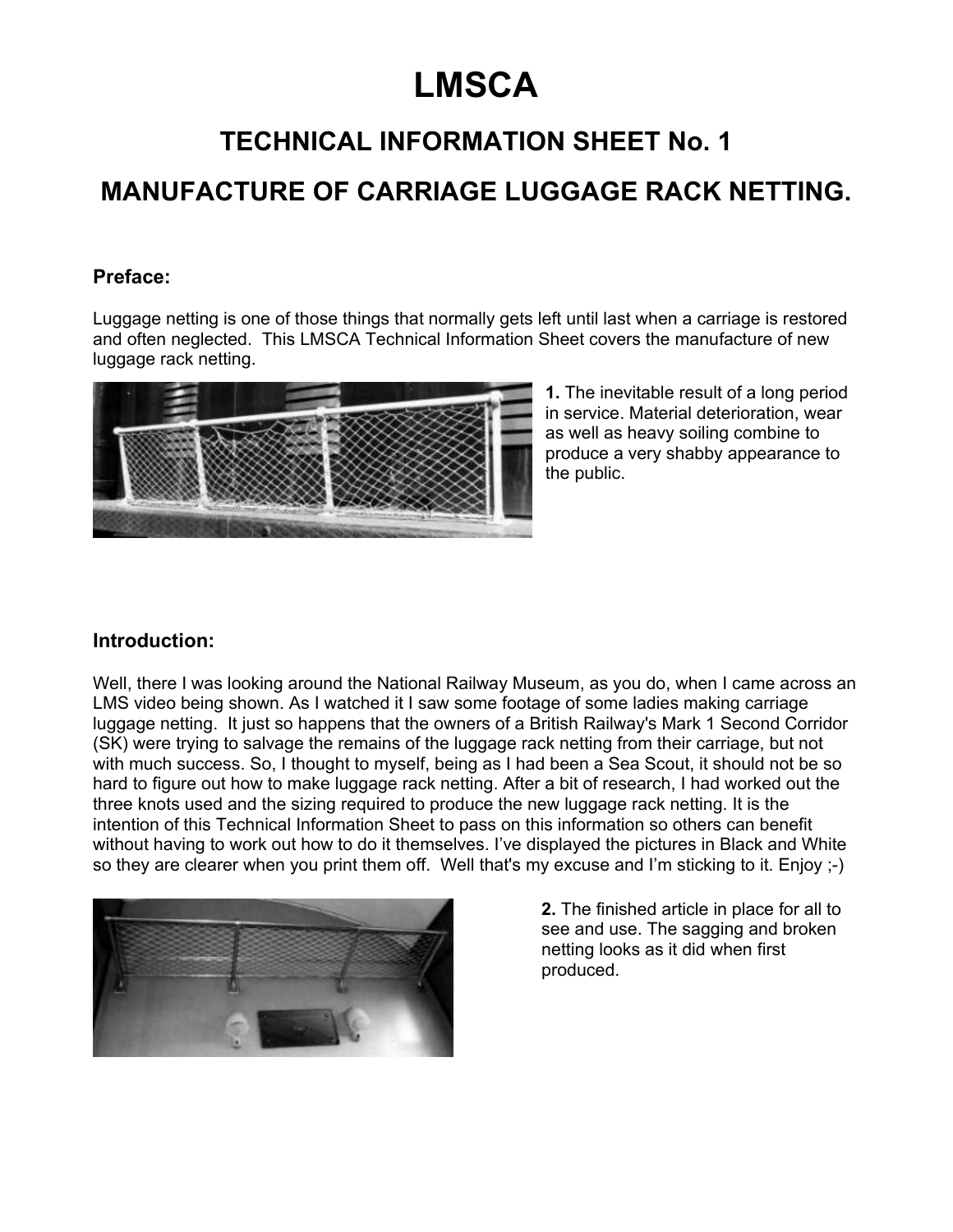# LMSCA

## TECHNICAL INFORMATION SHEET No. 1

## MANUFACTURE OF CARRIAGE LUGGAGE RACK NETTING.

### Preface:

Luggage netting is one of those things that normally gets left until last when a carriage is restored and often neglected. This LMSCA Technical Information Sheet covers the manufacture of new luggage rack netting.

**1.** The inevitable result of a long period in service. Material deterioration, wear as well as heavy soiling combine to produce a very shabby appearance to the public.

### Introduction:

Well, there I was looking around the National Railway Museum, as you do, when I came across an LMS video being shown. As I watched it I saw some footage of some ladies making carriage luggage netting. It just so happens that the owners of a British Railway's Mark 1 Second Corridor (SK) were trying to salvage the remains of the luggage rack netting from their carriage, but not with much success. So, I thought to myself, being as I had been a Sea Scout, it should not be so hard to figure out how to make luggage rack netting. After a bit of research, I had worked out the three knots used and the sizing required to produce the new luggage rack netting. It is the intention of this Technical Information Sheet to pass on this information so others can benefit without having to work out how to do it themselves. I've displayed the pictures in Black and White so they are clearer when you print them off. Well that's my excuse and I'm sticking to it. Enjoy ;-)

**2.** The finished article in place for all to see and use. The sagging and broken netting looks as it did when first produced.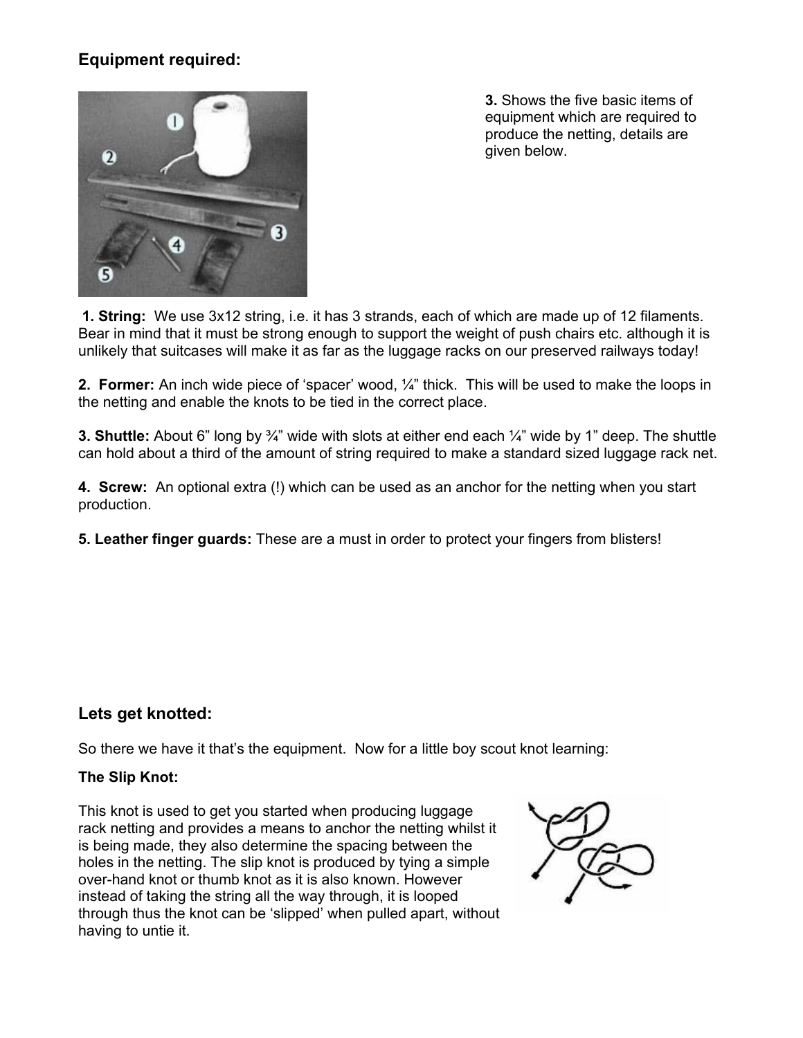## Equipment required:

**3.** Shows the five basic items of equipment which are required to produce the netting, details are given below.

**1. String:** We use 3x12 string, i.e. it has 3 strands, each of which are made up of 12 filaments. Bear in mind that it must be strong enough to support the weight of push chairs etc. although it is unlikely that suitcases will make it as far as the luggage racks on our preserved railways today!

**2. Former:** An inch wide piece of 'spacer' wood, ¼" thick. This will be used to make the loops in the netting and enable the knots to be tied in the correct place.

**3. Shuttle:** About 6" long by ¾" wide with slots at either end each ¼" wide by 1" deep. The shuttle can hold about a third of the amount of string required to make a standard sized luggage rack net.

**4. Screw:** An optional extra (!) which can be used as an anchor for the netting when you start production.

**5. Leather finger guards:** These are a must in order to protect your fingers from blisters!

## Lets get knotted:

So there we have it that's the equipment. Now for a little boy scout knot learning:

**The Slip Knot:**

This knot is used to get you started when producing luggage rack netting and provides a means to anchor the netting whilst it is being made, they also determine the spacing between the holes in the netting. The slip knot is produced by tying a simple over-hand knot or thumb knot as it is also known. However instead of taking the string all the way through, it is looped through thus the knot can be 'slipped' when pulled apart, without having to untie it.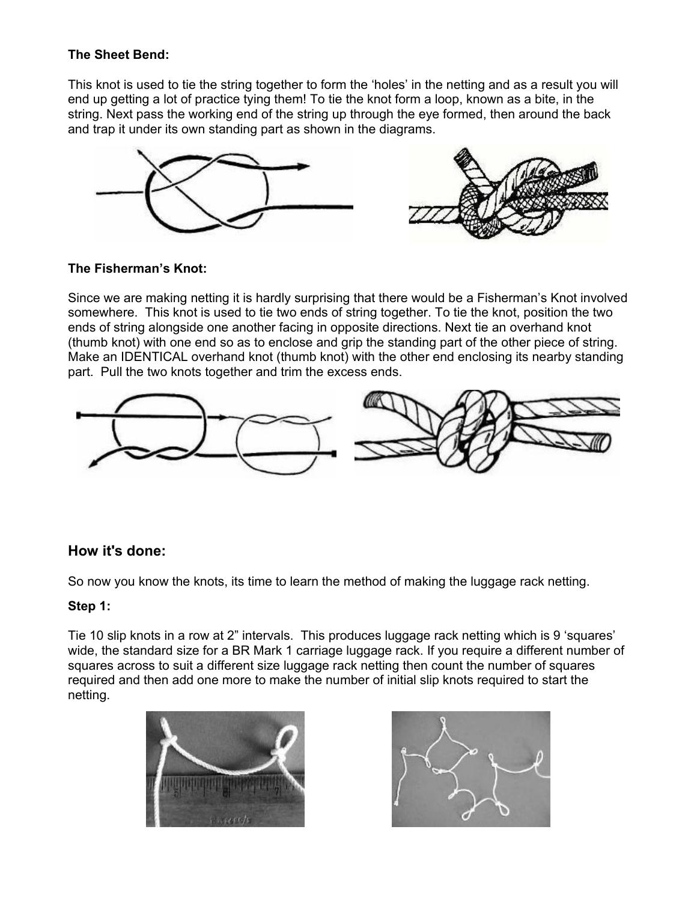**The Sheet Bend:**

This knot is used to tie the string together to form the 'holes' in the netting and as a result you will end up getting a lot of practice tying them! To tie the knot form a loop, known as a bite, in the string. Next pass the working end of the string up through the eye formed, then around the back and trap it under its own standing part as shown in the diagrams.

**The Fisherman's Knot:**

Since we are making netting it is hardly surprising that there would be a Fisherman's Knot involved somewhere. This knot is used to tie two ends of string together. To tie the knot, position the two ends of string alongside one another facing in opposite directions. Next tie an overhand knot (thumb knot) with one end so as to enclose and grip the standing part of the other piece of string. Make an IDENTICAL overhand knot (thumb knot) with the other end enclosing its nearby standing part. Pull the two knots together and trim the excess ends.

## How it's done:

So now you know the knots, its time to learn the method of making the luggage rack netting.

**Step 1:**

Tie 10 slip knots in a row at 2" intervals. This produces luggage rack netting which is 9 'squares' wide, the standard size for a BR Mark 1 carriage luggage rack. If you require a different number of squares across to suit a different size luggage rack netting then count the number of squares required and then add one more to make the number of initial slip knots required to start the netting.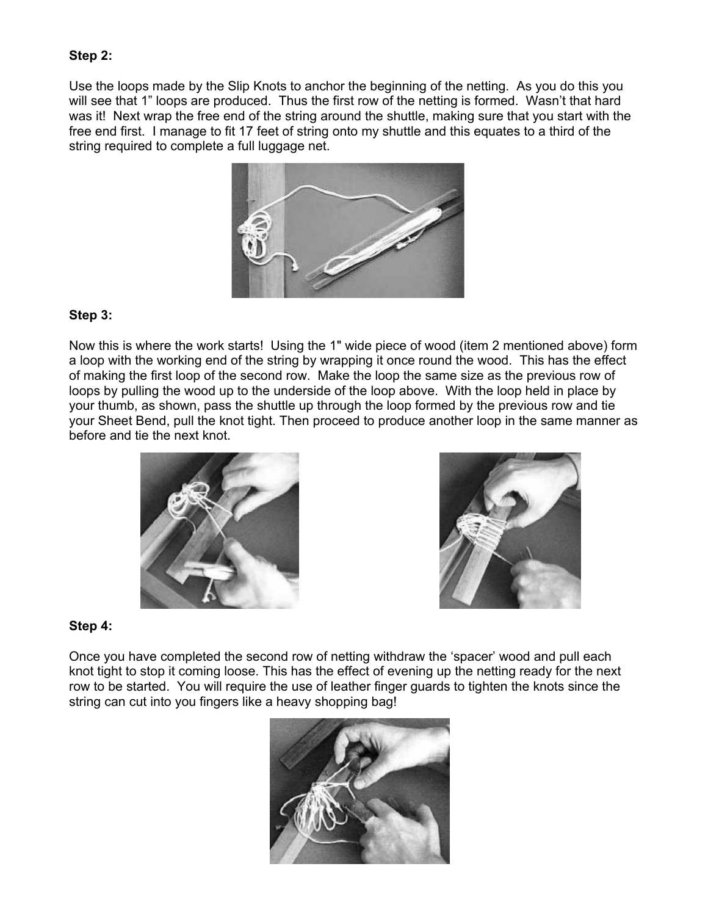**Step 2:**

Use the loops made by the Slip Knots to anchor the beginning of the netting. As you do this you will see that 1" loops are produced. Thus the first row of the netting is formed. Wasn't that hard was it! Next wrap the free end of the string around the shuttle, making sure that you start with the free end first. I manage to fit 17 feet of string onto my shuttle and this equates to a third of the string required to complete a full luggage net.

**Step 3:**

Now this is where the work starts! Using the 1" wide piece of wood (item 2 mentioned above) form a loop with the working end of the string by wrapping it once round the wood. This has the effect of making the first loop of the second row. Make the loop the same size as the previous row of loops by pulling the wood up to the underside of the loop above. With the loop held in place by your thumb, as shown, pass the shuttle up through the loop formed by the previous row and tie your Sheet Bend, pull the knot tight. Then proceed to produce another loop in the same manner as before and tie the next knot.

**Step 4:**

Once you have completed the second row of netting withdraw the 'spacer' wood and pull each knot tight to stop it coming loose. This has the effect of evening up the netting ready for the next row to be started. You will require the use of leather finger guards to tighten the knots since the string can cut into you fingers like a heavy shopping bag!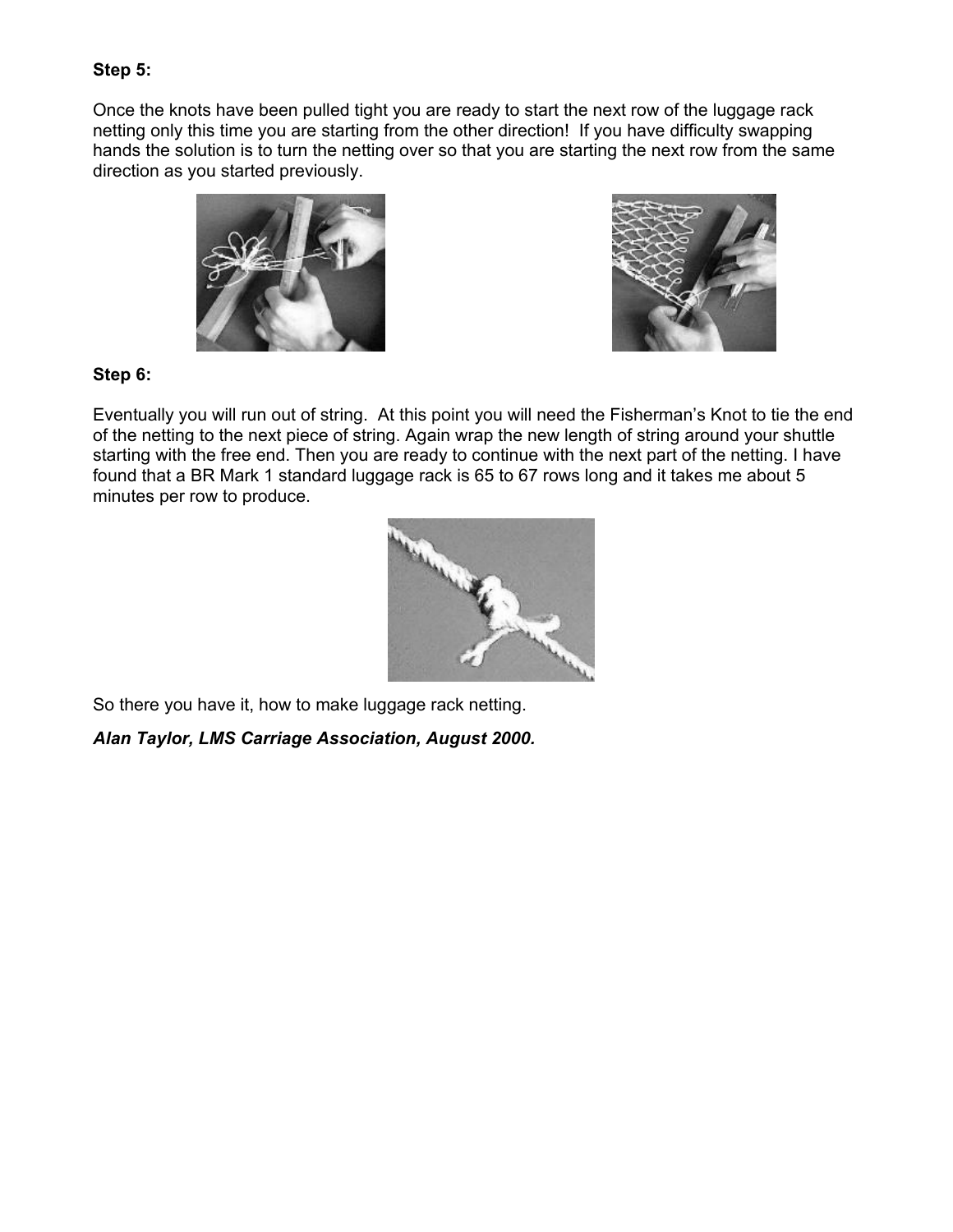**Step 5:**

Once the knots have been pulled tight you are ready to start the next row of the luggage rack netting only this time you are starting from the other direction! If you have difficulty swapping hands the solution is to turn the netting over so that you are starting the next row from the same direction as you started previously.

**Step 6:**

Eventually you will run out of string. At this point you will need the Fisherman's Knot to tie the end of the netting to the next piece of string. Again wrap the new length of string around your shuttle starting with the free end. Then you are ready to continue with the next part of the netting. I have found that a BR Mark 1 standard luggage rack is 65 to 67 rows long and it takes me about 5 minutes per row to produce.

So there you have it, how to make luggage rack netting.

***Alan Taylor, LMS Carriage Association, August 2000.***